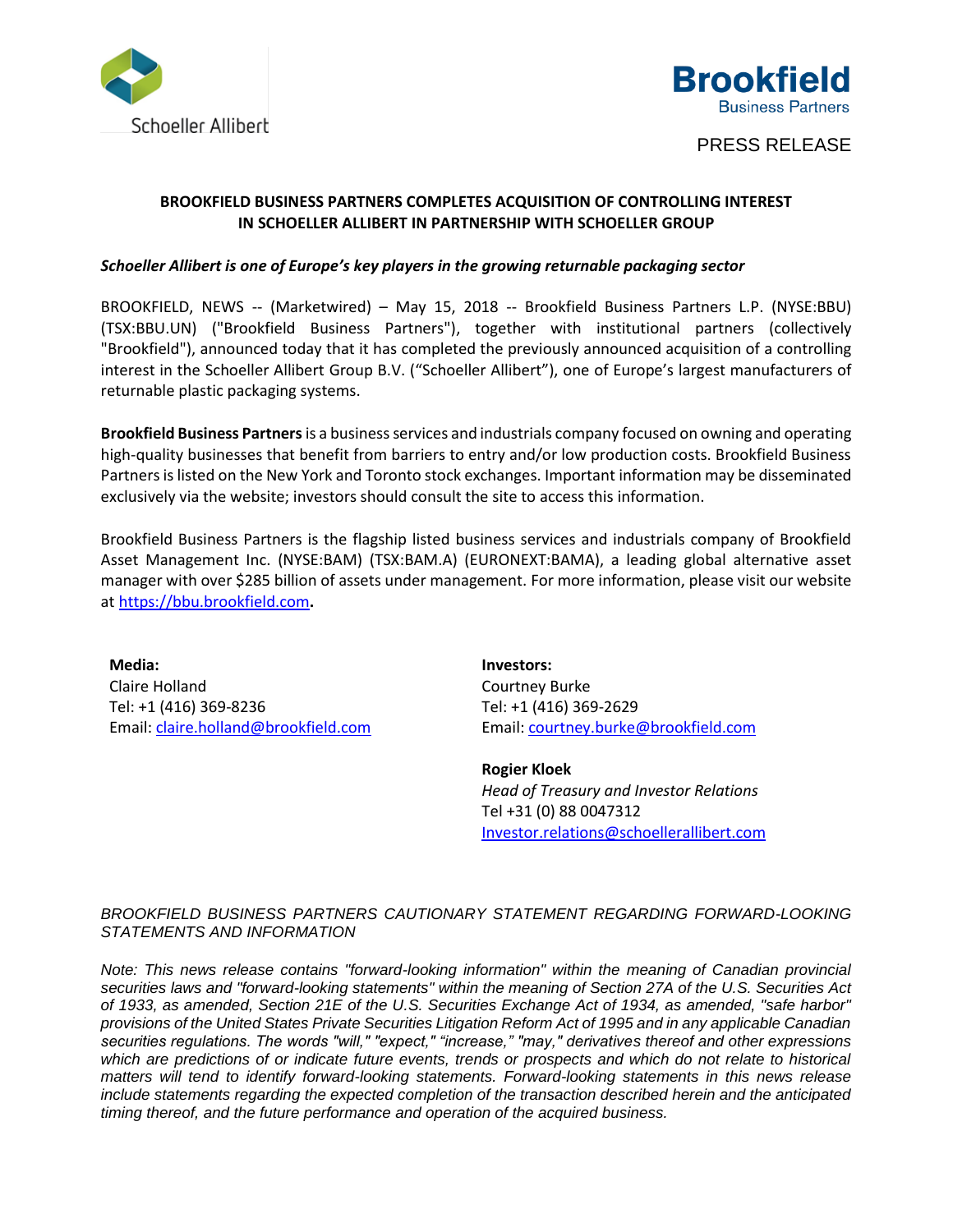Schoeller Allibert

Brookfield Business Partners

PRESS RELEASE

# BROOKFIELD BUSINESS PARTNERS COMPLETES ACQUISITION OF CONTROLLING INTEREST IN SCHOELLER ALLIBERT IN PARTNERSHIP WITH SCHOELLER GROUP

***Schoeller Allibert is one of Europe's key players in the growing returnable packaging sector***

BROOKFIELD, NEWS -- (Marketwired) – May 15, 2018 -- Brookfield Business Partners L.P. (NYSE:BBU) (TSX:BBU.UN) ("Brookfield Business Partners"), together with institutional partners (collectively "Brookfield"), announced today that it has completed the previously announced acquisition of a controlling interest in the Schoeller Allibert Group B.V. ("Schoeller Allibert"), one of Europe's largest manufacturers of returnable plastic packaging systems.

**Brookfield Business Partners** is a business services and industrials company focused on owning and operating high-quality businesses that benefit from barriers to entry and/or low production costs. Brookfield Business Partners is listed on the New York and Toronto stock exchanges. Important information may be disseminated exclusively via the website; investors should consult the site to access this information.

Brookfield Business Partners is the flagship listed business services and industrials company of Brookfield Asset Management Inc. (NYSE:BAM) (TSX:BAM.A) (EURONEXT:BAMA), a leading global alternative asset manager with over $285 billion of assets under management. For more information, please visit our website at https://bbu.brookfield.com.

**Media:**
Claire Holland
Tel: +1 (416) 369-8236
Email: claire.holland@brookfield.com

**Investors:**
Courtney Burke
Tel: +1 (416) 369-2629
Email: courtney.burke@brookfield.com

**Rogier Kloek**
*Head of Treasury and Investor Relations*
Tel +31 (0) 88 0047312
Investor.relations@schoellerallibert.com

*BROOKFIELD BUSINESS PARTNERS CAUTIONARY STATEMENT REGARDING FORWARD-LOOKING STATEMENTS AND INFORMATION*

*Note: This news release contains "forward-looking information" within the meaning of Canadian provincial securities laws and "forward-looking statements" within the meaning of Section 27A of the U.S. Securities Act of 1933, as amended, Section 21E of the U.S. Securities Exchange Act of 1934, as amended, "safe harbor" provisions of the United States Private Securities Litigation Reform Act of 1995 and in any applicable Canadian securities regulations. The words "will," "expect," "increase," "may," derivatives thereof and other expressions which are predictions of or indicate future events, trends or prospects and which do not relate to historical matters will tend to identify forward-looking statements. Forward-looking statements in this news release include statements regarding the expected completion of the transaction described herein and the anticipated timing thereof, and the future performance and operation of the acquired business.*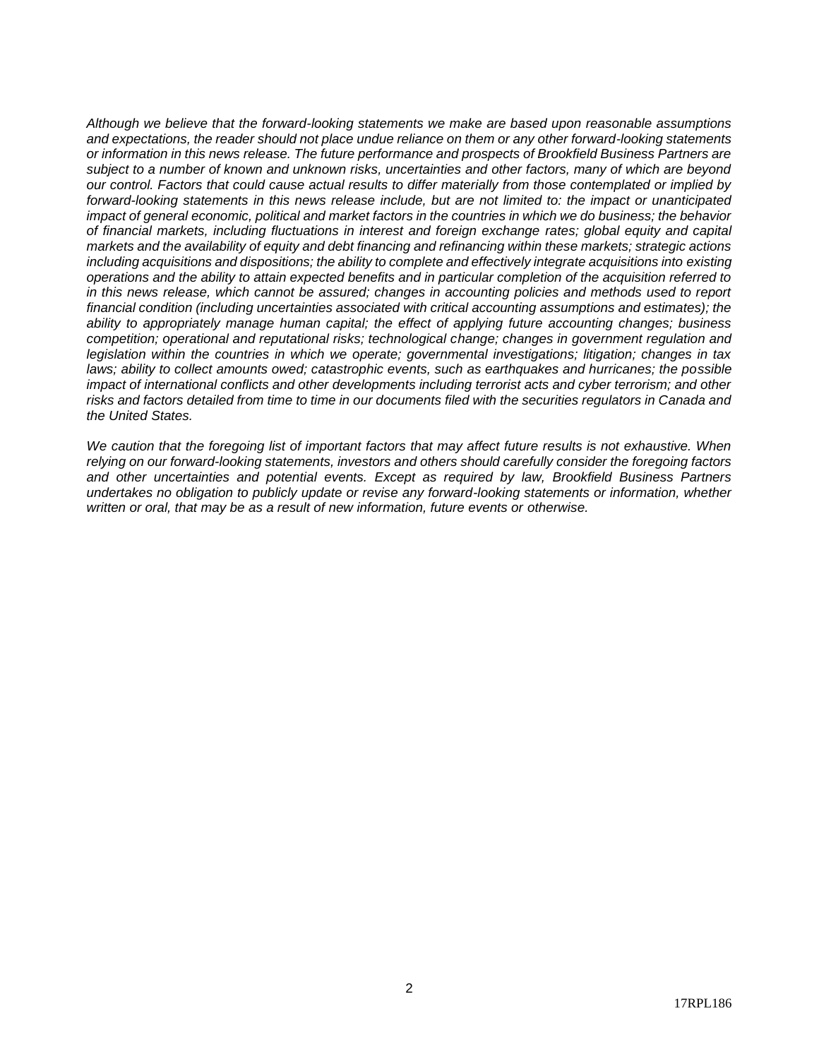*Although we believe that the forward-looking statements we make are based upon reasonable assumptions and expectations, the reader should not place undue reliance on them or any other forward-looking statements or information in this news release. The future performance and prospects of Brookfield Business Partners are subject to a number of known and unknown risks, uncertainties and other factors, many of which are beyond our control. Factors that could cause actual results to differ materially from those contemplated or implied by forward-looking statements in this news release include, but are not limited to: the impact or unanticipated impact of general economic, political and market factors in the countries in which we do business; the behavior of financial markets, including fluctuations in interest and foreign exchange rates; global equity and capital markets and the availability of equity and debt financing and refinancing within these markets; strategic actions including acquisitions and dispositions; the ability to complete and effectively integrate acquisitions into existing operations and the ability to attain expected benefits and in particular completion of the acquisition referred to in this news release, which cannot be assured; changes in accounting policies and methods used to report financial condition (including uncertainties associated with critical accounting assumptions and estimates); the ability to appropriately manage human capital; the effect of applying future accounting changes; business competition; operational and reputational risks; technological change; changes in government regulation and legislation within the countries in which we operate; governmental investigations; litigation; changes in tax laws; ability to collect amounts owed; catastrophic events, such as earthquakes and hurricanes; the possible impact of international conflicts and other developments including terrorist acts and cyber terrorism; and other risks and factors detailed from time to time in our documents filed with the securities regulators in Canada and the United States.*

*We caution that the foregoing list of important factors that may affect future results is not exhaustive. When relying on our forward-looking statements, investors and others should carefully consider the foregoing factors and other uncertainties and potential events. Except as required by law, Brookfield Business Partners undertakes no obligation to publicly update or revise any forward-looking statements or information, whether written or oral, that may be as a result of new information, future events or otherwise.*